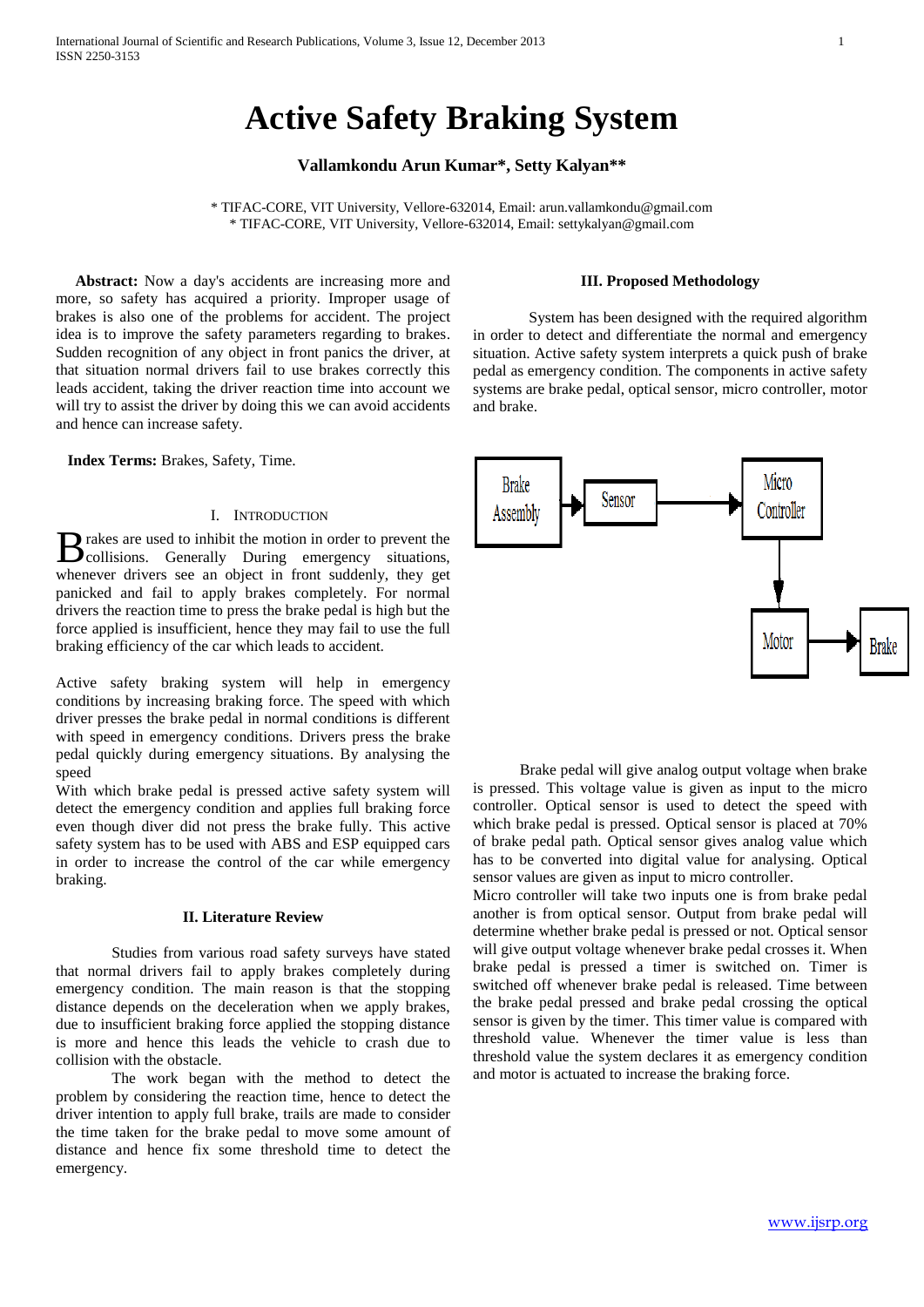# Active Safety Braking System

**Vallamkondu Arun Kumar*, Setty Kalyan****

\* TIFAC-CORE, VIT University, Vellore-632014, Email: arun.vallamkondu@gmail.com
\* TIFAC-CORE, VIT University, Vellore-632014, Email: settykalyan@gmail.com

**Abstract:** Now a day's accidents are increasing more and more, so safety has acquired a priority. Improper usage of brakes is also one of the problems for accident. The project idea is to improve the safety parameters regarding to brakes. Sudden recognition of any object in front panics the driver, at that situation normal drivers fail to use brakes correctly this leads accident, taking the driver reaction time into account we will try to assist the driver by doing this we can avoid accidents and hence can increase safety.

**Index Terms:** Brakes, Safety, Time.

## I. Introduction

Brakes are used to inhibit the motion in order to prevent the collisions. Generally During emergency situations, whenever drivers see an object in front suddenly, they get panicked and fail to apply brakes completely. For normal drivers the reaction time to press the brake pedal is high but the force applied is insufficient, hence they may fail to use the full braking efficiency of the car which leads to accident.

Active safety braking system will help in emergency conditions by increasing braking force. The speed with which driver presses the brake pedal in normal conditions is different with speed in emergency conditions. Drivers press the brake pedal quickly during emergency situations. By analysing the speed
With which brake pedal is pressed active safety system will detect the emergency condition and applies full braking force even though diver did not press the brake fully. This active safety system has to be used with ABS and ESP equipped cars in order to increase the control of the car while emergency braking.

## II. Literature Review

Studies from various road safety surveys have stated that normal drivers fail to apply brakes completely during emergency condition. The main reason is that the stopping distance depends on the deceleration when we apply brakes, due to insufficient braking force applied the stopping distance is more and hence this leads the vehicle to crash due to collision with the obstacle.

The work began with the method to detect the problem by considering the reaction time, hence to detect the driver intention to apply full brake, trails are made to consider the time taken for the brake pedal to move some amount of distance and hence fix some threshold time to detect the emergency.

## III. Proposed Methodology

System has been designed with the required algorithm in order to detect and differentiate the normal and emergency situation. Active safety system interprets a quick push of brake pedal as emergency condition. The components in active safety systems are brake pedal, optical sensor, micro controller, motor and brake.

Brake Assembly → Sensor → Micro Controller → Motor → Brake

Brake pedal will give analog output voltage when brake is pressed. This voltage value is given as input to the micro controller. Optical sensor is used to detect the speed with which brake pedal is pressed. Optical sensor is placed at 70% of brake pedal path. Optical sensor gives analog value which has to be converted into digital value for analysing. Optical sensor values are given as input to micro controller.
Micro controller will take two inputs one is from brake pedal another is from optical sensor. Output from brake pedal will determine whether brake pedal is pressed or not. Optical sensor will give output voltage whenever brake pedal crosses it. When brake pedal is pressed a timer is switched on. Timer is switched off whenever brake pedal is released. Time between the brake pedal pressed and brake pedal crossing the optical sensor is given by the timer. This timer value is compared with threshold value. Whenever the timer value is less than threshold value the system declares it as emergency condition and motor is actuated to increase the braking force.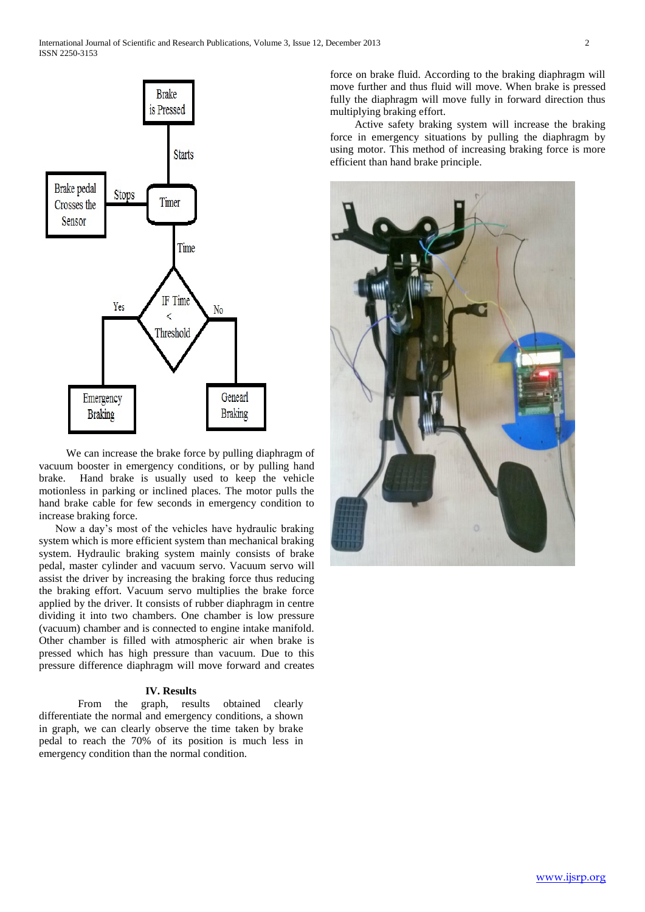We can increase the brake force by pulling diaphragm of vacuum booster in emergency conditions, or by pulling hand brake. Hand brake is usually used to keep the vehicle motionless in parking or inclined places. The motor pulls the hand brake cable for few seconds in emergency condition to increase braking force.

Now a day's most of the vehicles have hydraulic braking system which is more efficient system than mechanical braking system. Hydraulic braking system mainly consists of brake pedal, master cylinder and vacuum servo. Vacuum servo will assist the driver by increasing the braking force thus reducing the braking effort. Vacuum servo multiplies the brake force applied by the driver. It consists of rubber diaphragm in centre dividing it into two chambers. One chamber is low pressure (vacuum) chamber and is connected to engine intake manifold. Other chamber is filled with atmospheric air when brake is pressed which has high pressure than vacuum. Due to this pressure difference diaphragm will move forward and creates force on brake fluid. According to the braking diaphragm will move further and thus fluid will move. When brake is pressed fully the diaphragm will move fully in forward direction thus multiplying braking effort.

Active safety braking system will increase the braking force in emergency situations by pulling the diaphragm by using motor. This method of increasing braking force is more efficient than hand brake principle.

## IV. Results

From the graph, results obtained clearly differentiate the normal and emergency conditions, a shown in graph, we can clearly observe the time taken by brake pedal to reach the 70% of its position is much less in emergency condition than the normal condition.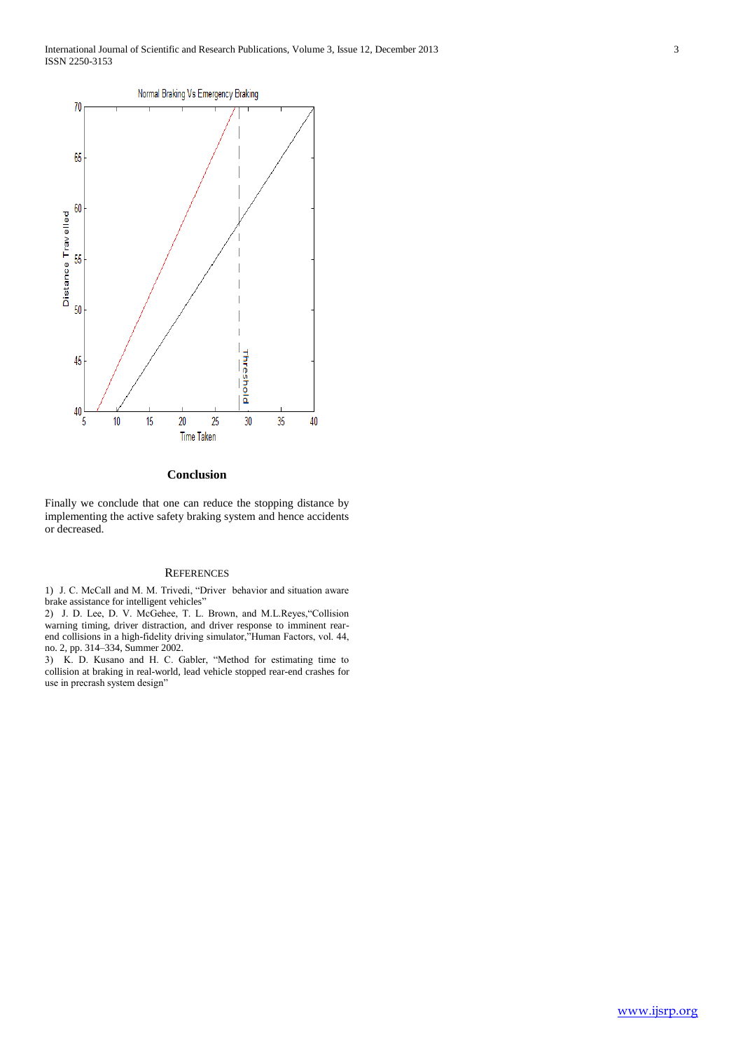Normal Braking Vs Emergency Braking

Distance Travelled

Time Taken

Threshold

70
65
60
55
50
45
40

5 10 15 20 25 30 35 40

## Conclusion

Finally we conclude that one can reduce the stopping distance by implementing the active safety braking system and hence accidents or decreased.

## REFERENCES

1) J. C. McCall and M. M. Trivedi, "Driver behavior and situation aware brake assistance for intelligent vehicles"

2) J. D. Lee, D. V. McGehee, T. L. Brown, and M.L.Reyes,"Collision warning timing, driver distraction, and driver response to imminent rear-end collisions in a high-fidelity driving simulator,"Human Factors, vol. 44, no. 2, pp. 314–334, Summer 2002.

3) K. D. Kusano and H. C. Gabler, "Method for estimating time to collision at braking in real-world, lead vehicle stopped rear-end crashes for use in precrash system design"